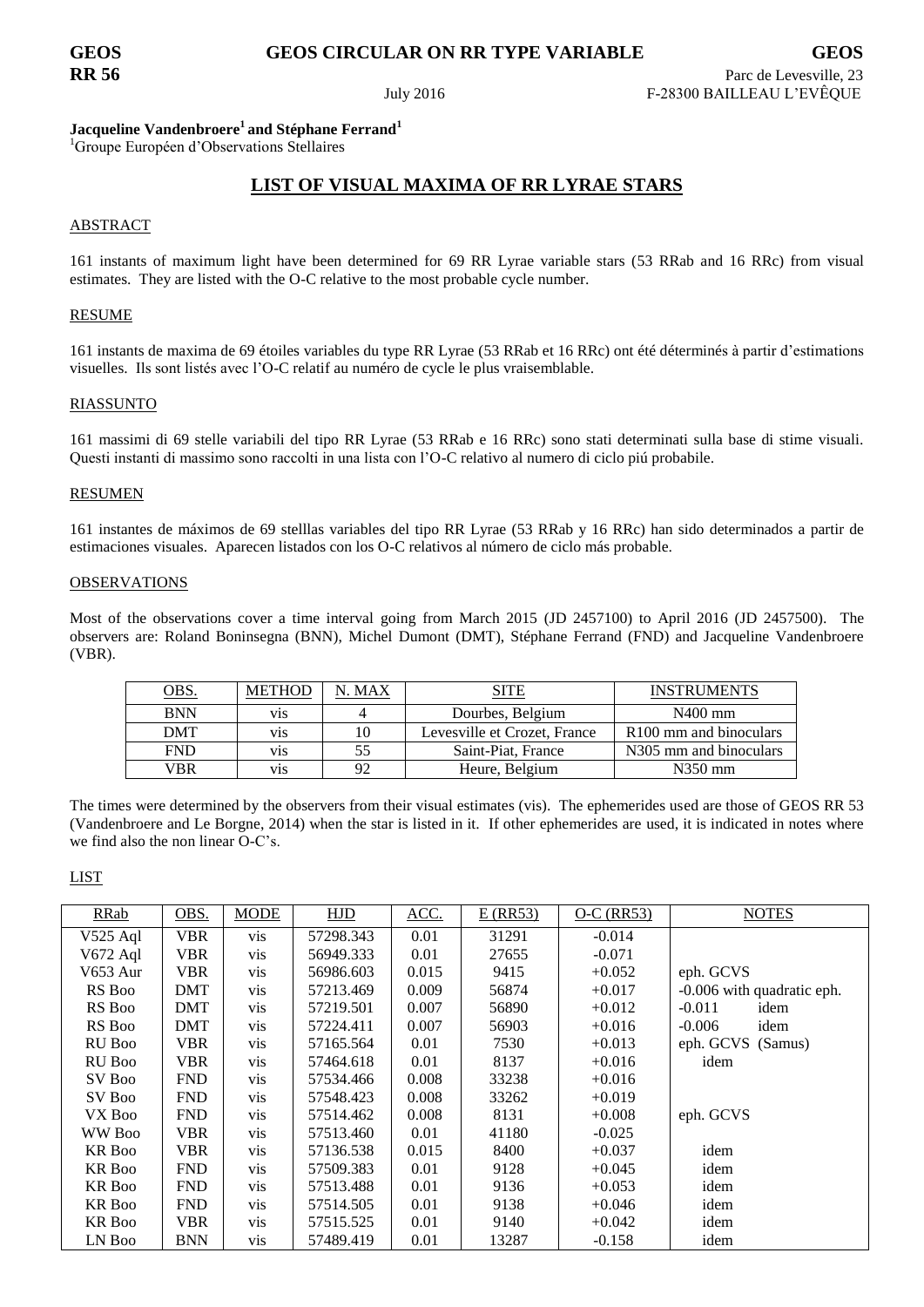**GEOS RR 56**

**GEOS CIRCULAR ON RR TYPE VARIABLE**

July 2016

**GEOS**
Parc de Levesville, 23
F-28300 BAILLEAU L'EVÊQUE

**Jacqueline Vandenbroere[1] and Stéphane Ferrand[1]**
[1]Groupe Européen d'Observations Stellaires

## LIST OF VISUAL MAXIMA OF RR LYRAE STARS

### ABSTRACT

161 instants of maximum light have been determined for 69 RR Lyrae variable stars (53 RRab and 16 RRc) from visual estimates. They are listed with the O-C relative to the most probable cycle number.

### RESUME

161 instants de maxima de 69 étoiles variables du type RR Lyrae (53 RRab et 16 RRc) ont été déterminés à partir d'estimations visuelles. Ils sont listés avec l'O-C relatif au numéro de cycle le plus vraisemblable.

### RIASSUNTO

161 massimi di 69 stelle variabili del tipo RR Lyrae (53 RRab e 16 RRc) sono stati determinati sulla base di stime visuali. Questi instanti di massimo sono raccolti in una lista con l'O-C relativo al numero di ciclo piú probabile.

### RESUMEN

161 instantes de máximos de 69 stelllas variables del tipo RR Lyrae (53 RRab y 16 RRc) han sido determinados a partir de estimaciones visuales. Aparecen listados con los O-C relativos al número de ciclo más probable.

### OBSERVATIONS

Most of the observations cover a time interval going from March 2015 (JD 2457100) to April 2016 (JD 2457500). The observers are: Roland Boninsegna (BNN), Michel Dumont (DMT), Stéphane Ferrand (FND) and Jacqueline Vandenbroere (VBR).

| OBS. | METHOD | N. MAX | SITE | INSTRUMENTS |
|---|---|---|---|---|
| BNN | vis | 4 | Dourbes, Belgium | N400 mm |
| DMT | vis | 10 | Levesville et Crozet, France | R100 mm and binoculars |
| FND | vis | 55 | Saint-Piat, France | N305 mm and binoculars |
| VBR | vis | 92 | Heure, Belgium | N350 mm |

The times were determined by the observers from their visual estimates (vis). The ephemerides used are those of GEOS RR 53 (Vandenbroere and Le Borgne, 2014) when the star is listed in it. If other ephemerides are used, it is indicated in notes where we find also the non linear O-C's.

### LIST

| RRab | OBS. | MODE | HJD | ACC. | E (RR53) | O-C (RR53) | NOTES |
|---|---|---|---|---|---|---|---|
| V525 Aql | VBR | vis | 57298.343 | 0.01 | 31291 | -0.014 | |
| V672 Aql | VBR | vis | 56949.333 | 0.01 | 27655 | -0.071 | |
| V653 Aur | VBR | vis | 56986.603 | 0.015 | 9415 | +0.052 | eph. GCVS |
| RS Boo | DMT | vis | 57213.469 | 0.009 | 56874 | +0.017 | -0.006 with quadratic eph. |
| RS Boo | DMT | vis | 57219.501 | 0.007 | 56890 | +0.012 | -0.011 idem |
| RS Boo | DMT | vis | 57224.411 | 0.007 | 56903 | +0.016 | -0.006 idem |
| RU Boo | VBR | vis | 57165.564 | 0.01 | 7530 | +0.013 | eph. GCVS (Samus) |
| RU Boo | VBR | vis | 57464.618 | 0.01 | 8137 | +0.016 | idem |
| SV Boo | FND | vis | 57534.466 | 0.008 | 33238 | +0.016 | |
| SV Boo | FND | vis | 57548.423 | 0.008 | 33262 | +0.019 | |
| VX Boo | FND | vis | 57514.462 | 0.008 | 8131 | +0.008 | eph. GCVS |
| WW Boo | VBR | vis | 57513.460 | 0.01 | 41180 | -0.025 | |
| KR Boo | VBR | vis | 57136.538 | 0.015 | 8400 | +0.037 | idem |
| KR Boo | FND | vis | 57509.383 | 0.01 | 9128 | +0.045 | idem |
| KR Boo | FND | vis | 57513.488 | 0.01 | 9136 | +0.053 | idem |
| KR Boo | FND | vis | 57514.505 | 0.01 | 9138 | +0.046 | idem |
| KR Boo | VBR | vis | 57515.525 | 0.01 | 9140 | +0.042 | idem |
| LN Boo | BNN | vis | 57489.419 | 0.01 | 13287 | -0.158 | idem |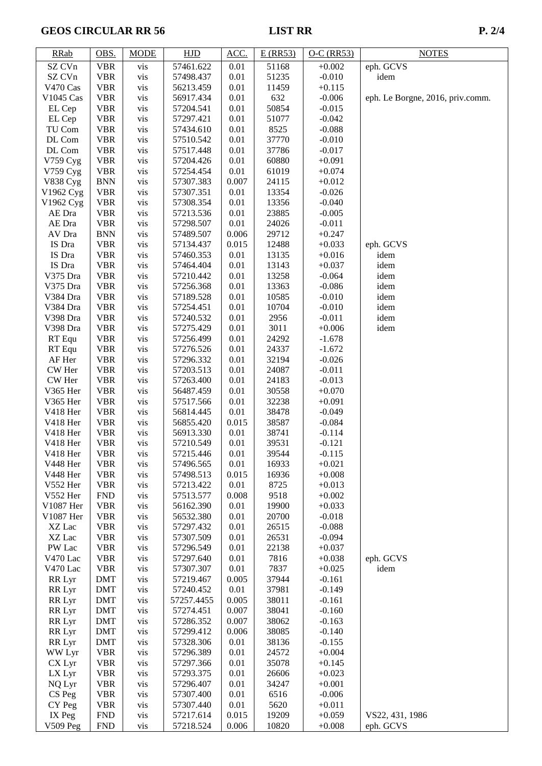| RRab | OBS. | MODE | HJD | ACC. | E (RR53) | O-C (RR53) | NOTES |
|---|---|---|---|---|---|---|---|
| SZ CVn | VBR | vis | 57461.622 | 0.01 | 51168 | +0.002 | eph. GCVS |
| SZ CVn | VBR | vis | 57498.437 | 0.01 | 51235 | -0.010 | idem |
| V470 Cas | VBR | vis | 56213.459 | 0.01 | 11459 | +0.115 | |
| V1045 Cas | VBR | vis | 56917.434 | 0.01 | 632 | -0.006 | eph. Le Borgne, 2016, priv.comm. |
| EL Cep | VBR | vis | 57204.541 | 0.01 | 50854 | -0.015 | |
| EL Cep | VBR | vis | 57297.421 | 0.01 | 51077 | -0.042 | |
| TU Com | VBR | vis | 57434.610 | 0.01 | 8525 | -0.088 | |
| DL Com | VBR | vis | 57510.542 | 0.01 | 37770 | -0.010 | |
| DL Com | VBR | vis | 57517.448 | 0.01 | 37786 | -0.017 | |
| V759 Cyg | VBR | vis | 57204.426 | 0.01 | 60880 | +0.091 | |
| V759 Cyg | VBR | vis | 57254.454 | 0.01 | 61019 | +0.074 | |
| V838 Cyg | BNN | vis | 57307.383 | 0.007 | 24115 | +0.012 | |
| V1962 Cyg | VBR | vis | 57307.351 | 0.01 | 13354 | -0.026 | |
| V1962 Cyg | VBR | vis | 57308.354 | 0.01 | 13356 | -0.040 | |
| AE Dra | VBR | vis | 57213.536 | 0.01 | 23885 | -0.005 | |
| AE Dra | VBR | vis | 57298.507 | 0.01 | 24026 | -0.011 | |
| AV Dra | BNN | vis | 57489.507 | 0.006 | 29712 | +0.247 | |
| IS Dra | VBR | vis | 57134.437 | 0.015 | 12488 | +0.033 | eph. GCVS |
| IS Dra | VBR | vis | 57460.353 | 0.01 | 13135 | +0.016 | idem |
| IS Dra | VBR | vis | 57464.404 | 0.01 | 13143 | +0.037 | idem |
| V375 Dra | VBR | vis | 57210.442 | 0.01 | 13258 | -0.064 | idem |
| V375 Dra | VBR | vis | 57256.368 | 0.01 | 13363 | -0.086 | idem |
| V384 Dra | VBR | vis | 57189.528 | 0.01 | 10585 | -0.010 | idem |
| V384 Dra | VBR | vis | 57254.451 | 0.01 | 10704 | -0.010 | idem |
| V398 Dra | VBR | vis | 57240.532 | 0.01 | 2956 | -0.011 | idem |
| V398 Dra | VBR | vis | 57275.429 | 0.01 | 3011 | +0.006 | idem |
| RT Equ | VBR | vis | 57256.499 | 0.01 | 24292 | -1.678 | |
| RT Equ | VBR | vis | 57276.526 | 0.01 | 24337 | -1.672 | |
| AF Her | VBR | vis | 57296.332 | 0.01 | 32194 | -0.026 | |
| CW Her | VBR | vis | 57203.513 | 0.01 | 24087 | -0.011 | |
| CW Her | VBR | vis | 57263.400 | 0.01 | 24183 | -0.013 | |
| V365 Her | VBR | vis | 56487.459 | 0.01 | 30558 | +0.070 | |
| V365 Her | VBR | vis | 57517.566 | 0.01 | 32238 | +0.091 | |
| V418 Her | VBR | vis | 56814.445 | 0.01 | 38478 | -0.049 | |
| V418 Her | VBR | vis | 56855.420 | 0.015 | 38587 | -0.084 | |
| V418 Her | VBR | vis | 56913.330 | 0.01 | 38741 | -0.114 | |
| V418 Her | VBR | vis | 57210.549 | 0.01 | 39531 | -0.121 | |
| V418 Her | VBR | vis | 57215.446 | 0.01 | 39544 | -0.115 | |
| V448 Her | VBR | vis | 57496.565 | 0.01 | 16933 | +0.021 | |
| V448 Her | VBR | vis | 57498.513 | 0.015 | 16936 | +0.008 | |
| V552 Her | VBR | vis | 57213.422 | 0.01 | 8725 | +0.013 | |
| V552 Her | FND | vis | 57513.577 | 0.008 | 9518 | +0.002 | |
| V1087 Her | VBR | vis | 56162.390 | 0.01 | 19900 | +0.033 | |
| V1087 Her | VBR | vis | 56532.380 | 0.01 | 20700 | -0.018 | |
| XZ Lac | VBR | vis | 57297.432 | 0.01 | 26515 | -0.088 | |
| XZ Lac | VBR | vis | 57307.509 | 0.01 | 26531 | -0.094 | |
| PW Lac | VBR | vis | 57296.549 | 0.01 | 22138 | +0.037 | |
| V470 Lac | VBR | vis | 57297.640 | 0.01 | 7816 | +0.038 | eph. GCVS |
| V470 Lac | VBR | vis | 57307.307 | 0.01 | 7837 | +0.025 | idem |
| RR Lyr | DMT | vis | 57219.467 | 0.005 | 37944 | -0.161 | |
| RR Lyr | DMT | vis | 57240.452 | 0.01 | 37981 | -0.149 | |
| RR Lyr | DMT | vis | 57257.4455 | 0.005 | 38011 | -0.161 | |
| RR Lyr | DMT | vis | 57274.451 | 0.007 | 38041 | -0.160 | |
| RR Lyr | DMT | vis | 57286.352 | 0.007 | 38062 | -0.163 | |
| RR Lyr | DMT | vis | 57299.412 | 0.006 | 38085 | -0.140 | |
| RR Lyr | DMT | vis | 57328.306 | 0.01 | 38136 | -0.155 | |
| WW Lyr | VBR | vis | 57296.389 | 0.01 | 24572 | +0.004 | |
| CX Lyr | VBR | vis | 57297.366 | 0.01 | 35078 | +0.145 | |
| LX Lyr | VBR | vis | 57293.375 | 0.01 | 26606 | +0.023 | |
| NQ Lyr | VBR | vis | 57296.407 | 0.01 | 34247 | +0.001 | |
| CS Peg | VBR | vis | 57307.400 | 0.01 | 6516 | -0.006 | |
| CY Peg | VBR | vis | 57307.440 | 0.01 | 5620 | +0.011 | |
| IX Peg | FND | vis | 57217.614 | 0.015 | 19209 | +0.059 | VS22, 431, 1986 |
| V509 Peg | FND | vis | 57218.524 | 0.006 | 10820 | +0.008 | eph. GCVS |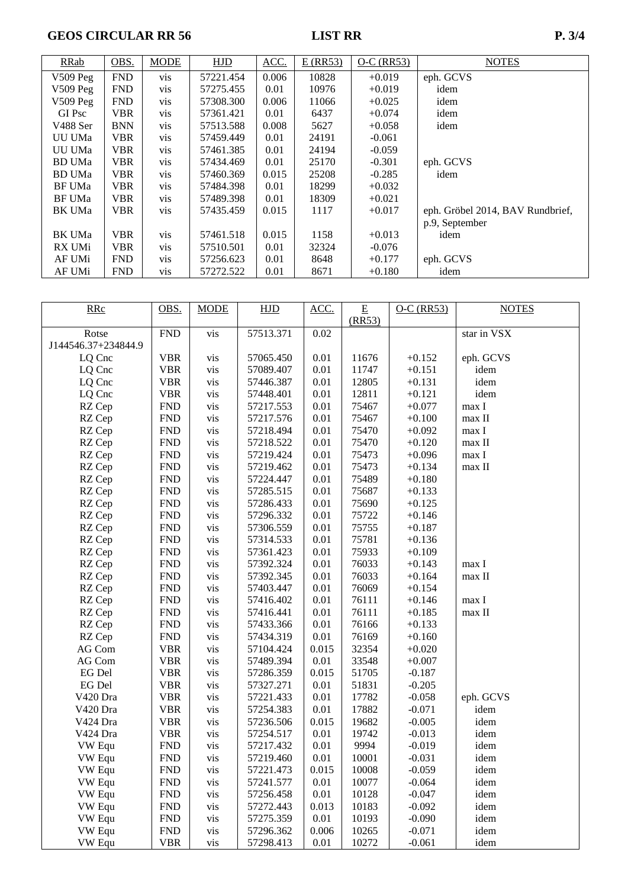| RRab | OBS. | MODE | HJD | ACC. | E (RR53) | O-C (RR53) | NOTES |
|---|---|---|---|---|---|---|---|
| V509 Peg | FND | vis | 57221.454 | 0.006 | 10828 | +0.019 | eph. GCVS |
| V509 Peg | FND | vis | 57275.455 | 0.01 | 10976 | +0.019 | idem |
| V509 Peg | FND | vis | 57308.300 | 0.006 | 11066 | +0.025 | idem |
| GI Psc | VBR | vis | 57361.421 | 0.01 | 6437 | +0.074 | idem |
| V488 Ser | BNN | vis | 57513.588 | 0.008 | 5627 | +0.058 | idem |
| UU UMa | VBR | vis | 57459.449 | 0.01 | 24191 | -0.061 | |
| UU UMa | VBR | vis | 57461.385 | 0.01 | 24194 | -0.059 | |
| BD UMa | VBR | vis | 57434.469 | 0.01 | 25170 | -0.301 | eph. GCVS |
| BD UMa | VBR | vis | 57460.369 | 0.015 | 25208 | -0.285 | idem |
| BF UMa | VBR | vis | 57484.398 | 0.01 | 18299 | +0.032 | |
| BF UMa | VBR | vis | 57489.398 | 0.01 | 18309 | +0.021 | |
| BK UMa | VBR | vis | 57435.459 | 0.015 | 1117 | +0.017 | eph. Gröbel 2014, BAV Rundbrief, p.9, September |
| BK UMa | VBR | vis | 57461.518 | 0.015 | 1158 | +0.013 | idem |
| RX UMi | VBR | vis | 57510.501 | 0.01 | 32324 | -0.076 | |
| AF UMi | FND | vis | 57256.623 | 0.01 | 8648 | +0.177 | eph. GCVS |
| AF UMi | FND | vis | 57272.522 | 0.01 | 8671 | +0.180 | idem |

| RRc | OBS. | MODE | HJD | ACC. | E (RR53) | O-C (RR53) | NOTES |
|---|---|---|---|---|---|---|---|
| Rotse J144546.37+234844.9 | FND | vis | 57513.371 | 0.02 | | | star in VSX |
| LQ Cnc | VBR | vis | 57065.450 | 0.01 | 11676 | +0.152 | eph. GCVS |
| LQ Cnc | VBR | vis | 57089.407 | 0.01 | 11747 | +0.151 | idem |
| LQ Cnc | VBR | vis | 57446.387 | 0.01 | 12805 | +0.131 | idem |
| LQ Cnc | VBR | vis | 57448.401 | 0.01 | 12811 | +0.121 | idem |
| RZ Cep | FND | vis | 57217.553 | 0.01 | 75467 | +0.077 | max I |
| RZ Cep | FND | vis | 57217.576 | 0.01 | 75467 | +0.100 | max II |
| RZ Cep | FND | vis | 57218.494 | 0.01 | 75470 | +0.092 | max I |
| RZ Cep | FND | vis | 57218.522 | 0.01 | 75470 | +0.120 | max II |
| RZ Cep | FND | vis | 57219.424 | 0.01 | 75473 | +0.096 | max I |
| RZ Cep | FND | vis | 57219.462 | 0.01 | 75473 | +0.134 | max II |
| RZ Cep | FND | vis | 57224.447 | 0.01 | 75489 | +0.180 | |
| RZ Cep | FND | vis | 57285.515 | 0.01 | 75687 | +0.133 | |
| RZ Cep | FND | vis | 57286.433 | 0.01 | 75690 | +0.125 | |
| RZ Cep | FND | vis | 57296.332 | 0.01 | 75722 | +0.146 | |
| RZ Cep | FND | vis | 57306.559 | 0.01 | 75755 | +0.187 | |
| RZ Cep | FND | vis | 57314.533 | 0.01 | 75781 | +0.136 | |
| RZ Cep | FND | vis | 57361.423 | 0.01 | 75933 | +0.109 | |
| RZ Cep | FND | vis | 57392.324 | 0.01 | 76033 | +0.143 | max I |
| RZ Cep | FND | vis | 57392.345 | 0.01 | 76033 | +0.164 | max II |
| RZ Cep | FND | vis | 57403.447 | 0.01 | 76069 | +0.154 | |
| RZ Cep | FND | vis | 57416.402 | 0.01 | 76111 | +0.146 | max I |
| RZ Cep | FND | vis | 57416.441 | 0.01 | 76111 | +0.185 | max II |
| RZ Cep | FND | vis | 57433.366 | 0.01 | 76166 | +0.133 | |
| RZ Cep | FND | vis | 57434.319 | 0.01 | 76169 | +0.160 | |
| AG Com | VBR | vis | 57104.424 | 0.015 | 32354 | +0.020 | |
| AG Com | VBR | vis | 57489.394 | 0.01 | 33548 | +0.007 | |
| EG Del | VBR | vis | 57286.359 | 0.015 | 51705 | -0.187 | |
| EG Del | VBR | vis | 57327.271 | 0.01 | 51831 | -0.205 | |
| V420 Dra | VBR | vis | 57221.433 | 0.01 | 17782 | -0.058 | eph. GCVS |
| V420 Dra | VBR | vis | 57254.383 | 0.01 | 17882 | -0.071 | idem |
| V424 Dra | VBR | vis | 57236.506 | 0.015 | 19682 | -0.005 | idem |
| V424 Dra | VBR | vis | 57254.517 | 0.01 | 19742 | -0.013 | idem |
| VW Equ | FND | vis | 57217.432 | 0.01 | 9994 | -0.019 | idem |
| VW Equ | FND | vis | 57219.460 | 0.01 | 10001 | -0.031 | idem |
| VW Equ | FND | vis | 57221.473 | 0.015 | 10008 | -0.059 | idem |
| VW Equ | FND | vis | 57241.577 | 0.01 | 10077 | -0.064 | idem |
| VW Equ | FND | vis | 57256.458 | 0.01 | 10128 | -0.047 | idem |
| VW Equ | FND | vis | 57272.443 | 0.013 | 10183 | -0.092 | idem |
| VW Equ | FND | vis | 57275.359 | 0.01 | 10193 | -0.090 | idem |
| VW Equ | FND | vis | 57296.362 | 0.006 | 10265 | -0.071 | idem |
| VW Equ | VBR | vis | 57298.413 | 0.01 | 10272 | -0.061 | idem |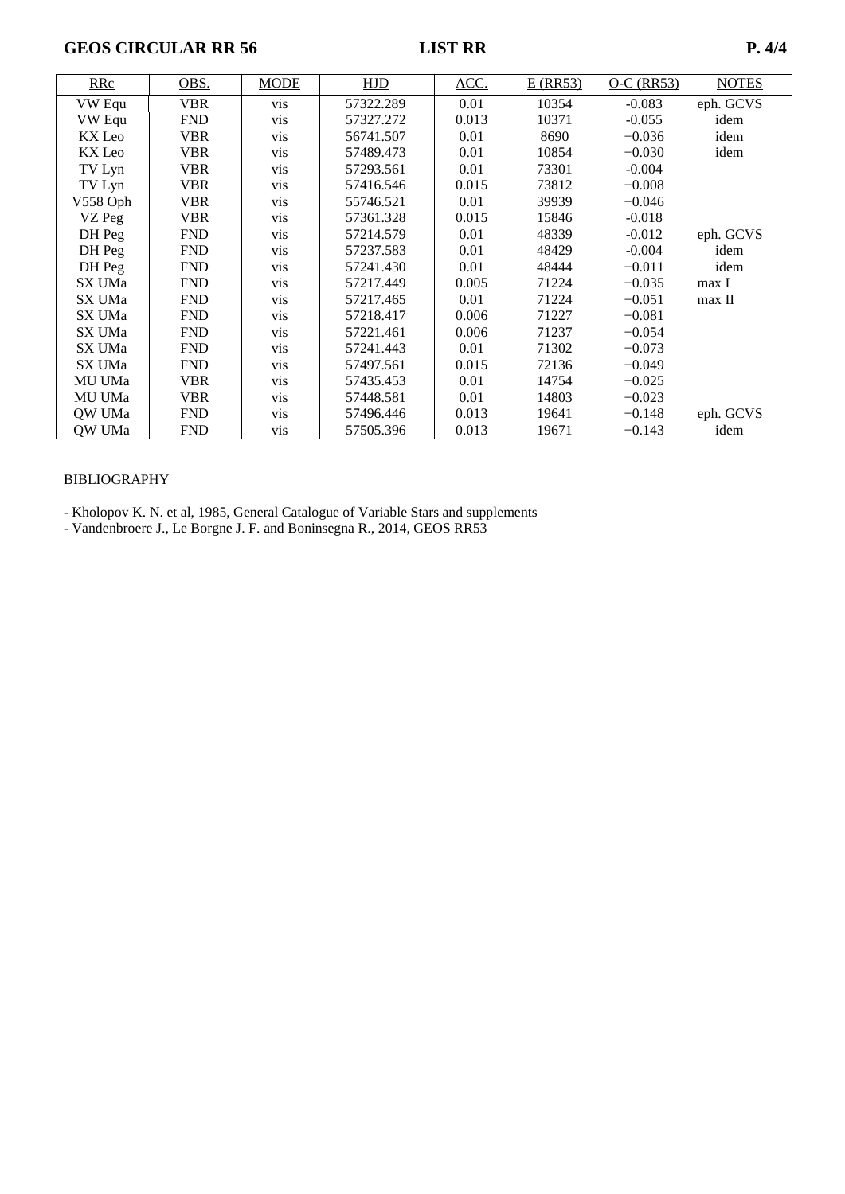| RRc | OBS. | MODE | HJD | ACC. | E (RR53) | O-C (RR53) | NOTES |
|---|---|---|---|---|---|---|---|
| VW Equ | VBR | vis | 57322.289 | 0.01 | 10354 | -0.083 | eph. GCVS |
| VW Equ | FND | vis | 57327.272 | 0.013 | 10371 | -0.055 | idem |
| KX Leo | VBR | vis | 56741.507 | 0.01 | 8690 | +0.036 | idem |
| KX Leo | VBR | vis | 57489.473 | 0.01 | 10854 | +0.030 | idem |
| TV Lyn | VBR | vis | 57293.561 | 0.01 | 73301 | -0.004 | |
| TV Lyn | VBR | vis | 57416.546 | 0.015 | 73812 | +0.008 | |
| V558 Oph | VBR | vis | 55746.521 | 0.01 | 39939 | +0.046 | |
| VZ Peg | VBR | vis | 57361.328 | 0.015 | 15846 | -0.018 | |
| DH Peg | FND | vis | 57214.579 | 0.01 | 48339 | -0.012 | eph. GCVS |
| DH Peg | FND | vis | 57237.583 | 0.01 | 48429 | -0.004 | idem |
| DH Peg | FND | vis | 57241.430 | 0.01 | 48444 | +0.011 | idem |
| SX UMa | FND | vis | 57217.449 | 0.005 | 71224 | +0.035 | max I |
| SX UMa | FND | vis | 57217.465 | 0.01 | 71224 | +0.051 | max II |
| SX UMa | FND | vis | 57218.417 | 0.006 | 71227 | +0.081 | |
| SX UMa | FND | vis | 57221.461 | 0.006 | 71237 | +0.054 | |
| SX UMa | FND | vis | 57241.443 | 0.01 | 71302 | +0.073 | |
| SX UMa | FND | vis | 57497.561 | 0.015 | 72136 | +0.049 | |
| MU UMa | VBR | vis | 57435.453 | 0.01 | 14754 | +0.025 | |
| MU UMa | VBR | vis | 57448.581 | 0.01 | 14803 | +0.023 | |
| QW UMa | FND | vis | 57496.446 | 0.013 | 19641 | +0.148 | eph. GCVS |
| QW UMa | FND | vis | 57505.396 | 0.013 | 19671 | +0.143 | idem |

BIBLIOGRAPHY

- Kholopov K. N. et al, 1985, General Catalogue of Variable Stars and supplements
- Vandenbroere J., Le Borgne J. F. and Boninsegna R., 2014, GEOS RR53